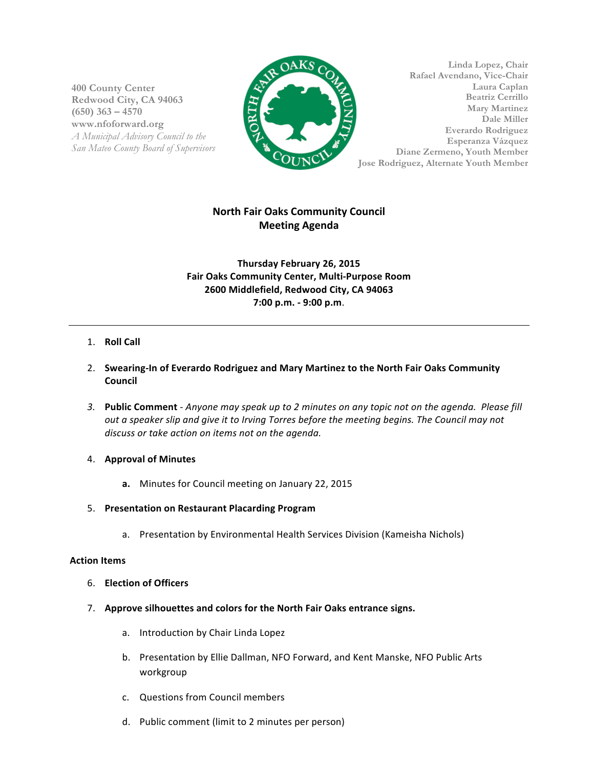400 County Center
Redwood City, CA 94063
(650) 363 – 4570
www.nfoforward.org
*A Municipal Advisory Council to the San Mateo County Board of Supervisors*

Linda Lopez, Chair
Rafael Avendano, Vice-Chair
Laura Caplan
Beatriz Cerrillo
Mary Martinez
Dale Miller
Everardo Rodriguez
Esperanza Vázquez
Diane Zermeno, Youth Member
Jose Rodriguez, Alternate Youth Member

# North Fair Oaks Community Council
# Meeting Agenda

**Thursday February 26, 2015**
**Fair Oaks Community Center, Multi-Purpose Room**
**2600 Middlefield, Redwood City, CA 94063**
**7:00 p.m. - 9:00 p.m.**

---

1. **Roll Call**

2. **Swearing-In of Everardo Rodriguez and Mary Martinez to the North Fair Oaks Community Council**

3. **Public Comment** - *Anyone may speak up to 2 minutes on any topic not on the agenda. Please fill out a speaker slip and give it to Irving Torres before the meeting begins. The Council may not discuss or take action on items not on the agenda.*

4. **Approval of Minutes**

   **a.** Minutes for Council meeting on January 22, 2015

5. **Presentation on Restaurant Placarding Program**

   a. Presentation by Environmental Health Services Division (Kameisha Nichols)

**Action Items**

6. **Election of Officers**

7. **Approve silhouettes and colors for the North Fair Oaks entrance signs.**

   a. Introduction by Chair Linda Lopez

   b. Presentation by Ellie Dallman, NFO Forward, and Kent Manske, NFO Public Arts workgroup

   c. Questions from Council members

   d. Public comment (limit to 2 minutes per person)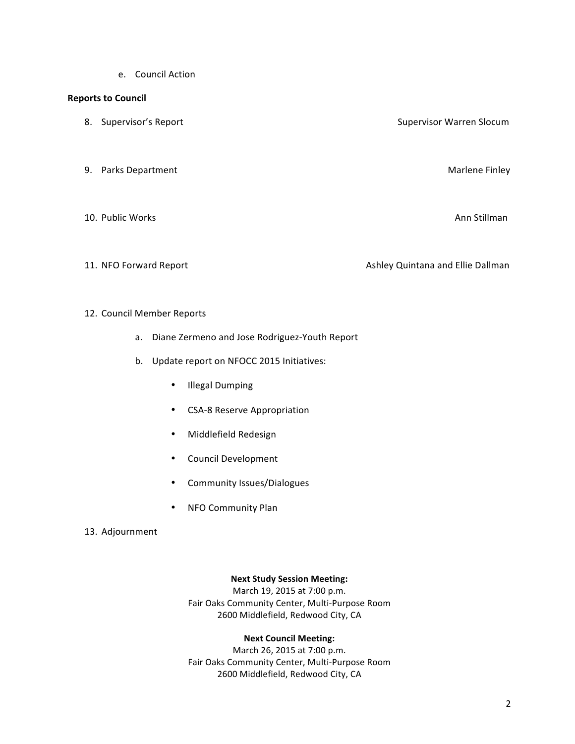e. Council Action

**Reports to Council**

8. Supervisor's Report — Supervisor Warren Slocum

9. Parks Department — Marlene Finley

10. Public Works — Ann Stillman

11. NFO Forward Report — Ashley Quintana and Ellie Dallman

12. Council Member Reports
    a. Diane Zermeno and Jose Rodriguez-Youth Report
    b. Update report on NFOCC 2015 Initiatives:
        - Illegal Dumping
        - CSA-8 Reserve Appropriation
        - Middlefield Redesign
        - Council Development
        - Community Issues/Dialogues
        - NFO Community Plan

13. Adjournment

**Next Study Session Meeting:**
March 19, 2015 at 7:00 p.m.
Fair Oaks Community Center, Multi-Purpose Room
2600 Middlefield, Redwood City, CA

**Next Council Meeting:**
March 26, 2015 at 7:00 p.m.
Fair Oaks Community Center, Multi-Purpose Room
2600 Middlefield, Redwood City, CA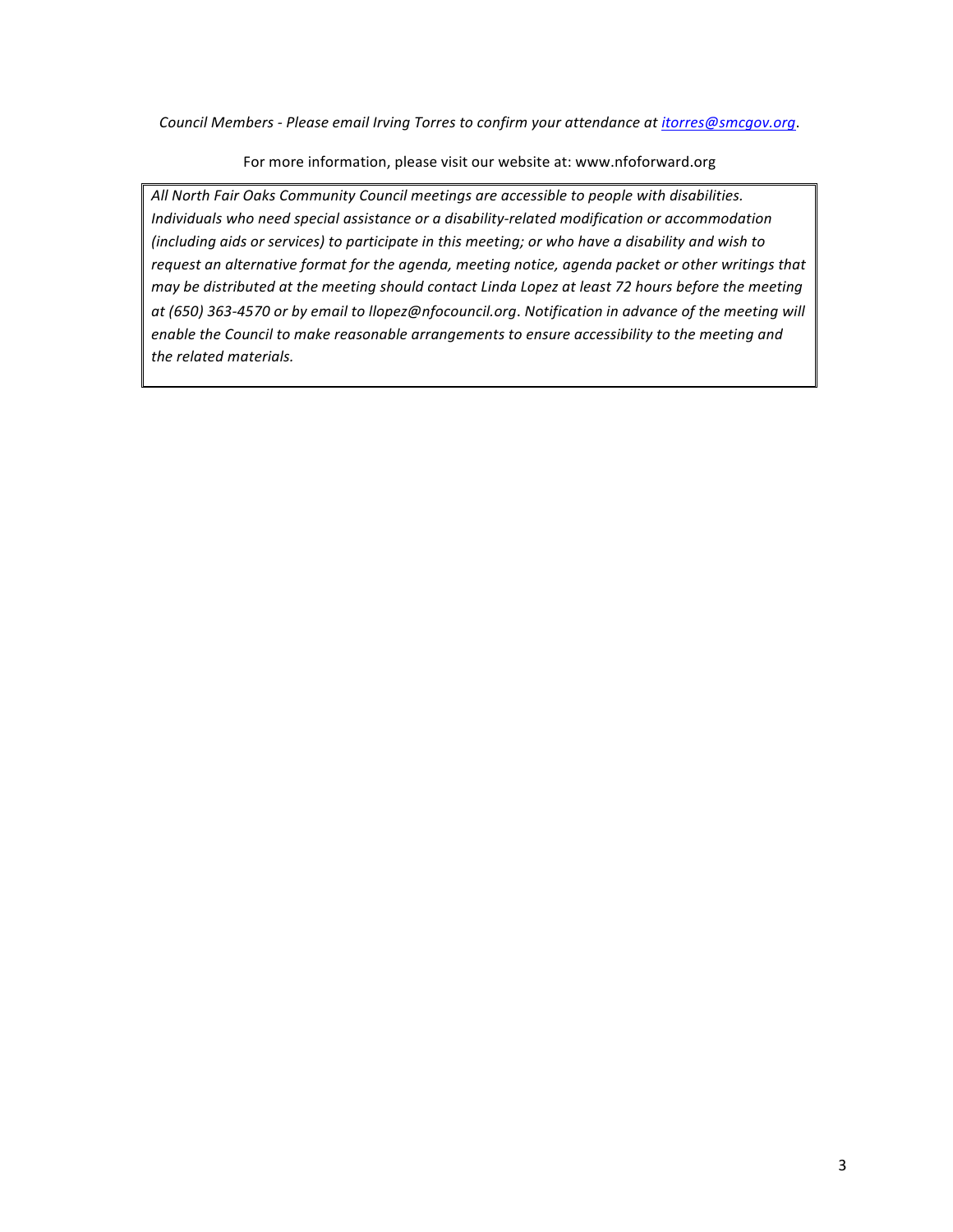*Council Members - Please email Irving Torres to confirm your attendance at [itorres@smcgov.org](mailto:itorres@smcgov.org).*

For more information, please visit our website at: www.nfoforward.org

*All North Fair Oaks Community Council meetings are accessible to people with disabilities. Individuals who need special assistance or a disability-related modification or accommodation (including aids or services) to participate in this meeting; or who have a disability and wish to request an alternative format for the agenda, meeting notice, agenda packet or other writings that may be distributed at the meeting should contact Linda Lopez at least 72 hours before the meeting at (650) 363-4570 or by email to llopez@nfocouncil.org. Notification in advance of the meeting will enable the Council to make reasonable arrangements to ensure accessibility to the meeting and the related materials.*